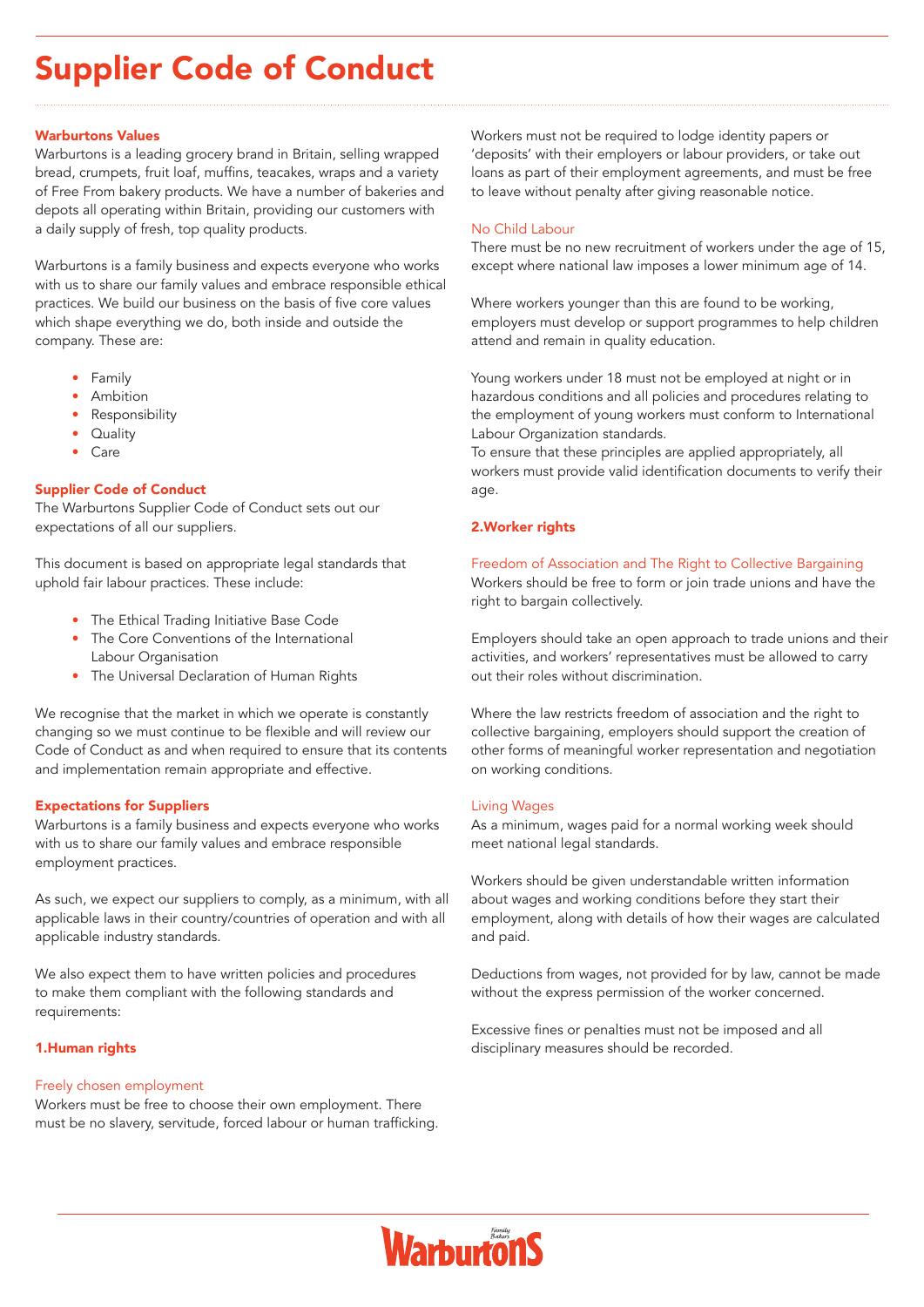# Supplier Code of Conduct

## Warburtons Values

Warburtons is a leading grocery brand in Britain, selling wrapped bread, crumpets, fruit loaf, muffins, teacakes, wraps and a variety of Free From bakery products. We have a number of bakeries and depots all operating within Britain, providing our customers with a daily supply of fresh, top quality products.

Warburtons is a family business and expects everyone who works with us to share our family values and embrace responsible ethical practices. We build our business on the basis of five core values which shape everything we do, both inside and outside the company. These are:

- Family
- Ambition
- Responsibility
- Quality
- Care

## Supplier Code of Conduct

The Warburtons Supplier Code of Conduct sets out our expectations of all our suppliers.

This document is based on appropriate legal standards that uphold fair labour practices. These include:

- The Ethical Trading Initiative Base Code
- The Core Conventions of the International Labour Organisation
- The Universal Declaration of Human Rights

We recognise that the market in which we operate is constantly changing so we must continue to be flexible and will review our Code of Conduct as and when required to ensure that its contents and implementation remain appropriate and effective.

## Expectations for Suppliers

Warburtons is a family business and expects everyone who works with us to share our family values and embrace responsible employment practices.

As such, we expect our suppliers to comply, as a minimum, with all applicable laws in their country/countries of operation and with all applicable industry standards.

We also expect them to have written policies and procedures to make them compliant with the following standards and requirements:

## 1.Human rights

### Freely chosen employment

Workers must be free to choose their own employment. There must be no slavery, servitude, forced labour or human trafficking.

Workers must not be required to lodge identity papers or 'deposits' with their employers or labour providers, or take out loans as part of their employment agreements, and must be free to leave without penalty after giving reasonable notice.

### No Child Labour

There must be no new recruitment of workers under the age of 15, except where national law imposes a lower minimum age of 14.

Where workers younger than this are found to be working, employers must develop or support programmes to help children attend and remain in quality education.

Young workers under 18 must not be employed at night or in hazardous conditions and all policies and procedures relating to the employment of young workers must conform to International Labour Organization standards.
To ensure that these principles are applied appropriately, all workers must provide valid identification documents to verify their age.

## 2.Worker rights

### Freedom of Association and The Right to Collective Bargaining

Workers should be free to form or join trade unions and have the right to bargain collectively.

Employers should take an open approach to trade unions and their activities, and workers' representatives must be allowed to carry out their roles without discrimination.

Where the law restricts freedom of association and the right to collective bargaining, employers should support the creation of other forms of meaningful worker representation and negotiation on working conditions.

### Living Wages

As a minimum, wages paid for a normal working week should meet national legal standards.

Workers should be given understandable written information about wages and working conditions before they start their employment, along with details of how their wages are calculated and paid.

Deductions from wages, not provided for by law, cannot be made without the express permission of the worker concerned.

Excessive fines or penalties must not be imposed and all disciplinary measures should be recorded.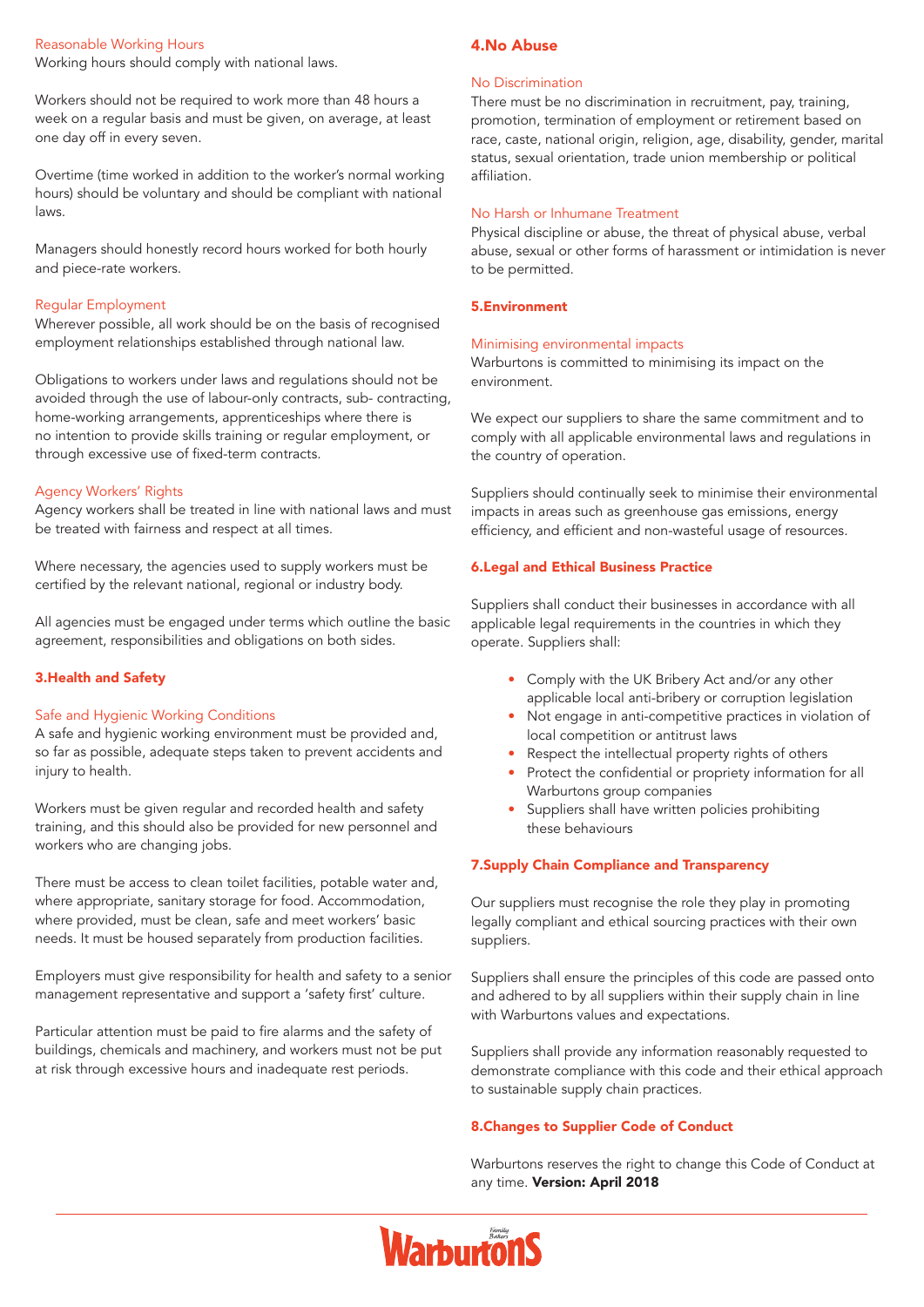### Reasonable Working Hours

Working hours should comply with national laws.

Workers should not be required to work more than 48 hours a week on a regular basis and must be given, on average, at least one day off in every seven.

Overtime (time worked in addition to the worker's normal working hours) should be voluntary and should be compliant with national laws.

Managers should honestly record hours worked for both hourly and piece-rate workers.

### Regular Employment

Wherever possible, all work should be on the basis of recognised employment relationships established through national law.

Obligations to workers under laws and regulations should not be avoided through the use of labour-only contracts, sub- contracting, home-working arrangements, apprenticeships where there is no intention to provide skills training or regular employment, or through excessive use of fixed-term contracts.

### Agency Workers' Rights

Agency workers shall be treated in line with national laws and must be treated with fairness and respect at all times.

Where necessary, the agencies used to supply workers must be certified by the relevant national, regional or industry body.

All agencies must be engaged under terms which outline the basic agreement, responsibilities and obligations on both sides.

## 3.Health and Safety

### Safe and Hygienic Working Conditions

A safe and hygienic working environment must be provided and, so far as possible, adequate steps taken to prevent accidents and injury to health.

Workers must be given regular and recorded health and safety training, and this should also be provided for new personnel and workers who are changing jobs.

There must be access to clean toilet facilities, potable water and, where appropriate, sanitary storage for food. Accommodation, where provided, must be clean, safe and meet workers' basic needs. It must be housed separately from production facilities.

Employers must give responsibility for health and safety to a senior management representative and support a 'safety first' culture.

Particular attention must be paid to fire alarms and the safety of buildings, chemicals and machinery, and workers must not be put at risk through excessive hours and inadequate rest periods.

## 4.No Abuse

### No Discrimination

There must be no discrimination in recruitment, pay, training, promotion, termination of employment or retirement based on race, caste, national origin, religion, age, disability, gender, marital status, sexual orientation, trade union membership or political affiliation.

### No Harsh or Inhumane Treatment

Physical discipline or abuse, the threat of physical abuse, verbal abuse, sexual or other forms of harassment or intimidation is never to be permitted.

## 5.Environment

### Minimising environmental impacts

Warburtons is committed to minimising its impact on the environment.

We expect our suppliers to share the same commitment and to comply with all applicable environmental laws and regulations in the country of operation.

Suppliers should continually seek to minimise their environmental impacts in areas such as greenhouse gas emissions, energy efficiency, and efficient and non-wasteful usage of resources.

## 6.Legal and Ethical Business Practice

Suppliers shall conduct their businesses in accordance with all applicable legal requirements in the countries in which they operate. Suppliers shall:

- Comply with the UK Bribery Act and/or any other applicable local anti-bribery or corruption legislation
- Not engage in anti-competitive practices in violation of local competition or antitrust laws
- Respect the intellectual property rights of others
- Protect the confidential or propriety information for all Warburtons group companies
- Suppliers shall have written policies prohibiting these behaviours

## 7.Supply Chain Compliance and Transparency

Our suppliers must recognise the role they play in promoting legally compliant and ethical sourcing practices with their own suppliers.

Suppliers shall ensure the principles of this code are passed onto and adhered to by all suppliers within their supply chain in line with Warburtons values and expectations.

Suppliers shall provide any information reasonably requested to demonstrate compliance with this code and their ethical approach to sustainable supply chain practices.

## 8.Changes to Supplier Code of Conduct

Warburtons reserves the right to change this Code of Conduct at any time. **Version: April 2018**